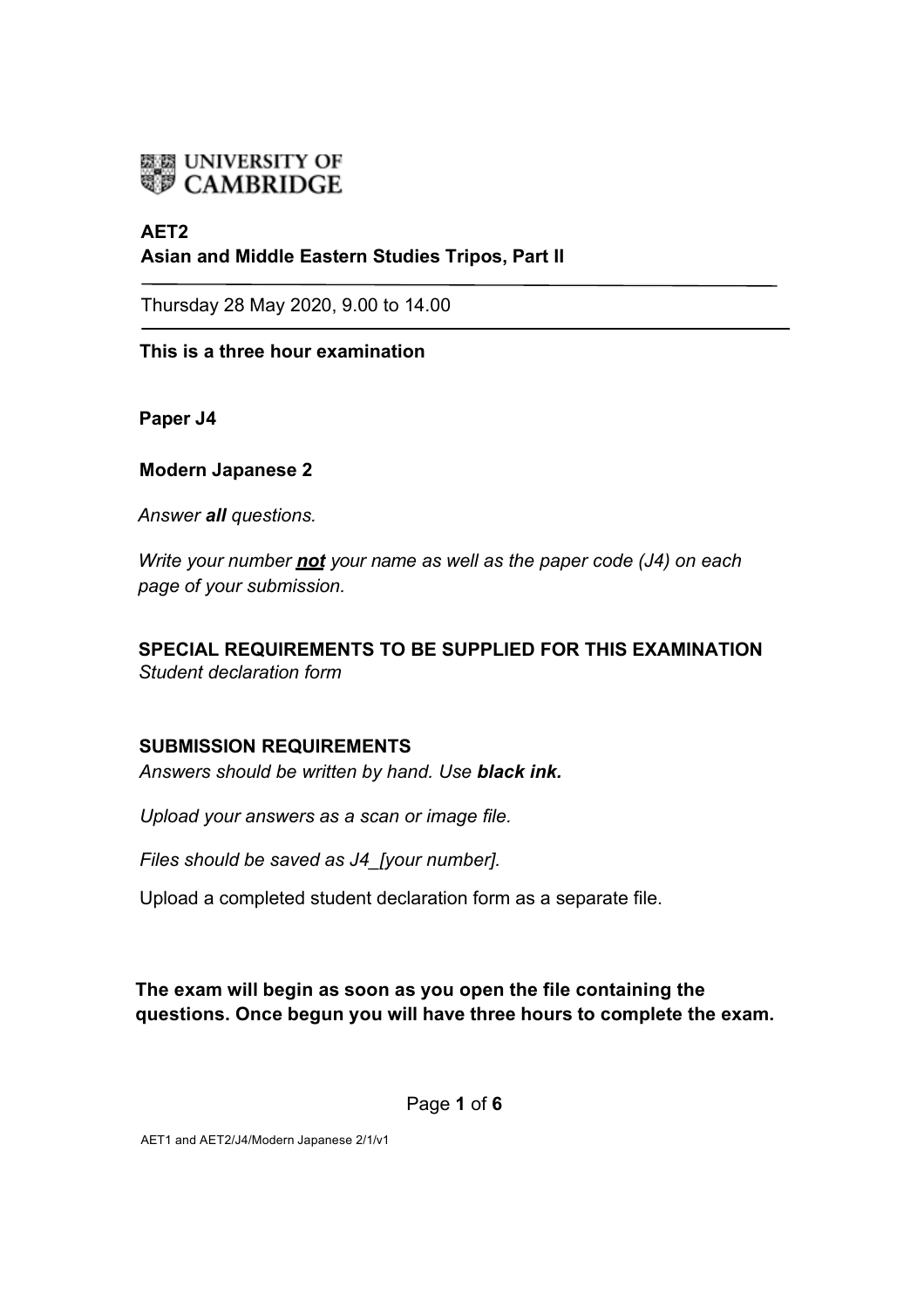UNIVERSITY OF CAMBRIDGE

**AET2**
**Asian and Middle Eastern Studies Tripos, Part II**

---

Thursday 28 May 2020, 9.00 to 14.00

---

**This is a three hour examination**

**Paper J4**

**Modern Japanese 2**

*Answer **all** questions.*

*Write your number **not** your name as well as the paper code (J4) on each page of your submission.*

**SPECIAL REQUIREMENTS TO BE SUPPLIED FOR THIS EXAMINATION**
*Student declaration form*

**SUBMISSION REQUIREMENTS**
*Answers should be written by hand. Use **black ink.***

*Upload your answers as a scan or image file.*

*Files should be saved as J4_[your number].*

Upload a completed student declaration form as a separate file.

**The exam will begin as soon as you open the file containing the questions. Once begun you will have three hours to complete the exam.**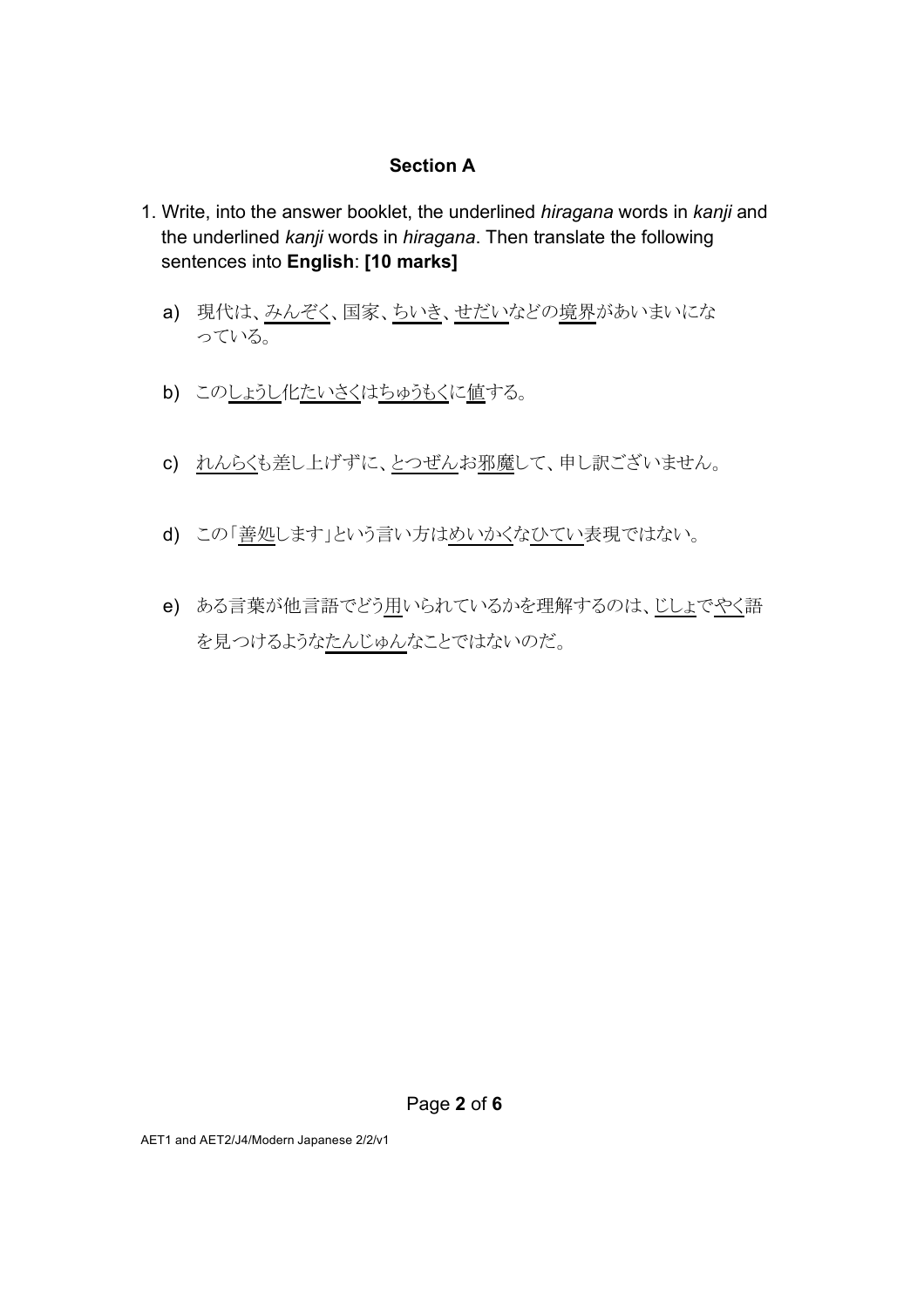## Section A

1. Write, into the answer booklet, the underlined *hiragana* words in *kanji* and the underlined *kanji* words in *hiragana*. Then translate the following sentences into **English**: **[10 marks]**

   a) 現代は、<u>みんぞく</u>、国家、<u>ちいき</u>、<u>せだい</u>などの<u>境界</u>があいまいになっている。

   b) この<u>しょうし</u>化<u>たいさく</u>は<u>ちゅうもく</u>に<u>値</u>する。

   c) <u>れんらく</u>も差し上げずに、<u>とつぜん</u>お<u>邪魔</u>して、申し訳ございません。

   d) この「<u>善処</u>します」という言い方は<u>めいかく</u>な<u>ひてい</u>表現ではない。

   e) ある言葉が他言語でどう<u>用</u>いられているかを理解するのは、<u>じしょ</u>で<u>やく</u>語を見つけるような<u>たんじゅん</u>なことではないのだ。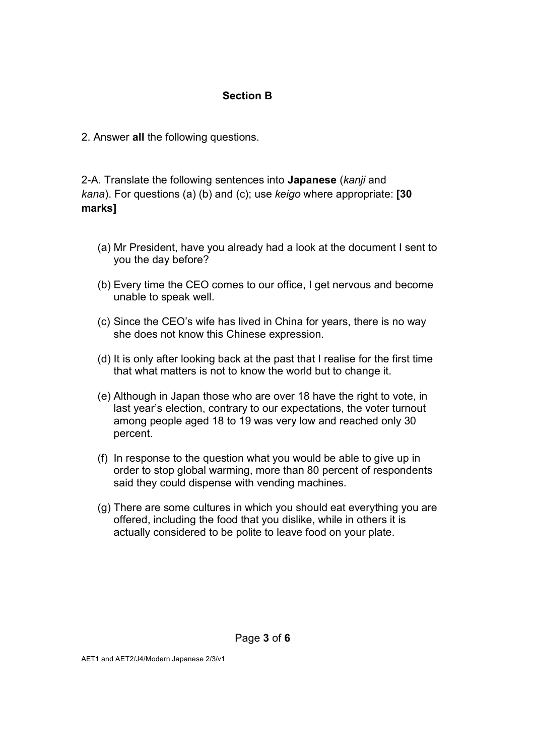## Section B

2. Answer **all** the following questions.

2-A. Translate the following sentences into **Japanese** (*kanji* and *kana*). For questions (a) (b) and (c); use *keigo* where appropriate: **[30 marks]**

(a) Mr President, have you already had a look at the document I sent to you the day before?

(b) Every time the CEO comes to our office, I get nervous and become unable to speak well.

(c) Since the CEO's wife has lived in China for years, there is no way she does not know this Chinese expression.

(d) It is only after looking back at the past that I realise for the first time that what matters is not to know the world but to change it.

(e) Although in Japan those who are over 18 have the right to vote, in last year's election, contrary to our expectations, the voter turnout among people aged 18 to 19 was very low and reached only 30 percent.

(f) In response to the question what you would be able to give up in order to stop global warming, more than 80 percent of respondents said they could dispense with vending machines.

(g) There are some cultures in which you should eat everything you are offered, including the food that you dislike, while in others it is actually considered to be polite to leave food on your plate.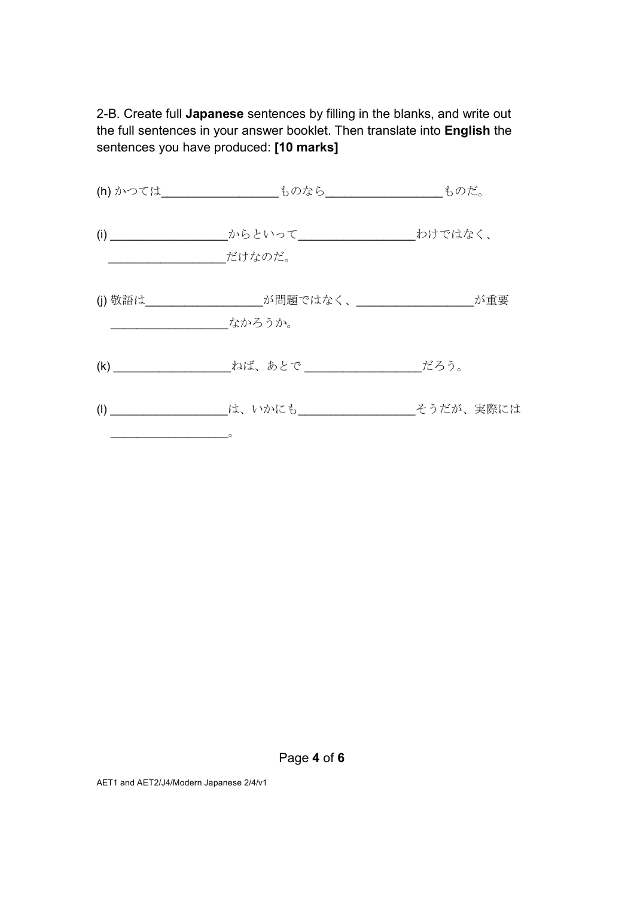2-B. Create full **Japanese** sentences by filling in the blanks, and write out the full sentences in your answer booklet. Then translate into **English** the sentences you have produced: **[10 marks]**

(h) かつては________________ものなら________________ものだ。

(i) ________________からといって________________わけではなく、________________だけなのだ。

(j) 敬語は________________が問題ではなく、________________が重要________________なかろうか。

(k) ________________ねば、あとで ________________だろう。

(l) ________________は、いかにも________________そうだが、実際には________________。

AET1 and AET2/J4/Modern Japanese 2/4/v1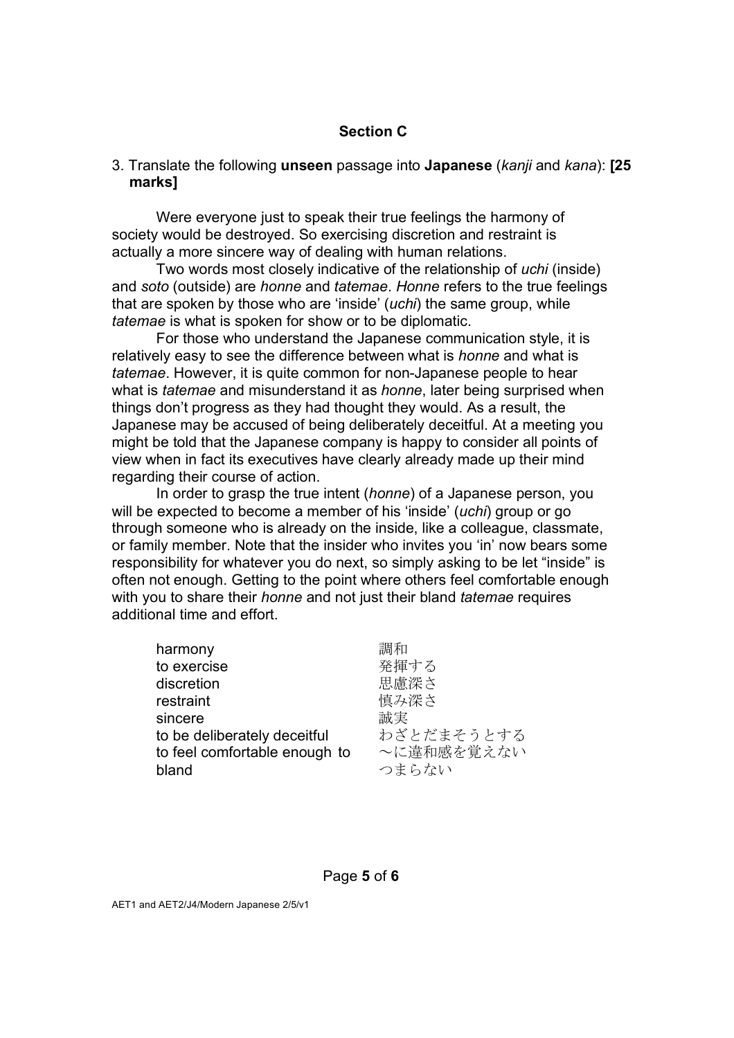## Section C

3. Translate the following **unseen** passage into **Japanese** (*kanji* and *kana*): **[25 marks]**

Were everyone just to speak their true feelings the harmony of society would be destroyed. So exercising discretion and restraint is actually a more sincere way of dealing with human relations.

Two words most closely indicative of the relationship of *uchi* (inside) and *soto* (outside) are *honne* and *tatemae*. *Honne* refers to the true feelings that are spoken by those who are 'inside' (*uchi*) the same group, while *tatemae* is what is spoken for show or to be diplomatic.

For those who understand the Japanese communication style, it is relatively easy to see the difference between what is *honne* and what is *tatemae*. However, it is quite common for non-Japanese people to hear what is *tatemae* and misunderstand it as *honne*, later being surprised when things don't progress as they had thought they would. As a result, the Japanese may be accused of being deliberately deceitful. At a meeting you might be told that the Japanese company is happy to consider all points of view when in fact its executives have clearly already made up their mind regarding their course of action.

In order to grasp the true intent (*honne*) of a Japanese person, you will be expected to become a member of his 'inside' (*uchi*) group or go through someone who is already on the inside, like a colleague, classmate, or family member. Note that the insider who invites you 'in' now bears some responsibility for whatever you do next, so simply asking to be let "inside" is often not enough. Getting to the point where others feel comfortable enough with you to share their *honne* and not just their bland *tatemae* requires additional time and effort.

| | |
|---|---|
| harmony | 調和 |
| to exercise | 発揮する |
| discretion | 思慮深さ |
| restraint | 慎み深さ |
| sincere | 誠実 |
| to be deliberately deceitful | わざとだまそうとする |
| to feel comfortable enough to | ～に違和感を覚えない |
| bland | つまらない |

AET1 and AET2/J4/Modern Japanese 2/5/v1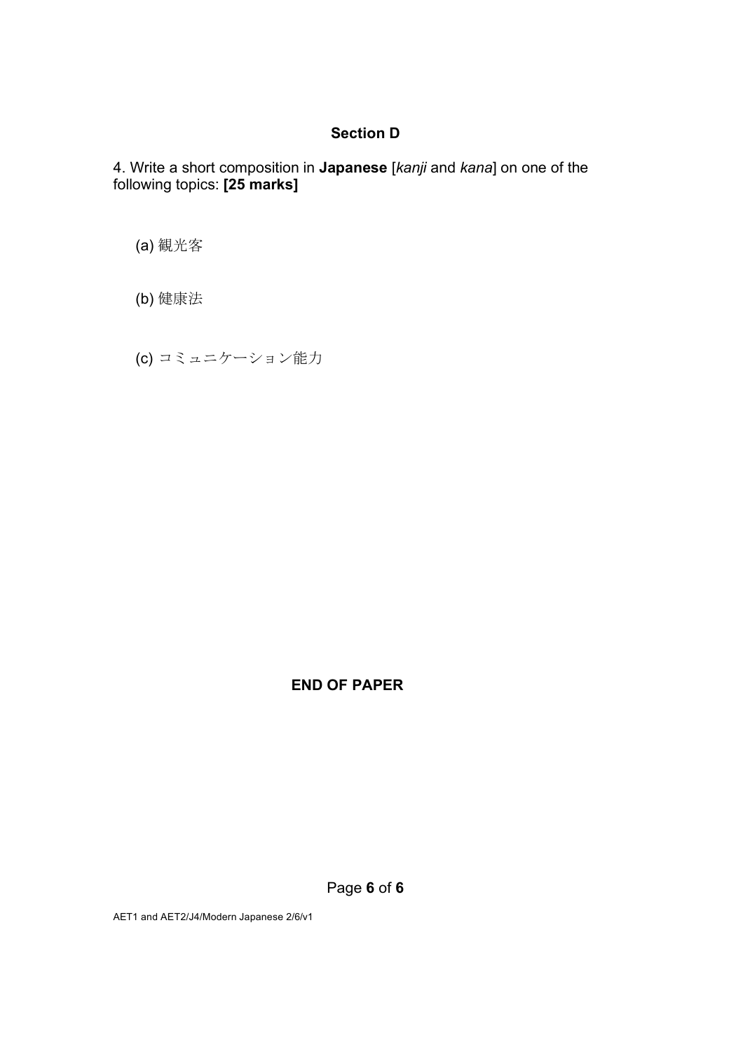## Section D

4. Write a short composition in **Japanese** [*kanji* and *kana*] on one of the following topics: **[25 marks]**

(a) 観光客

(b) 健康法

(c) コミュニケーション能力

**END OF PAPER**